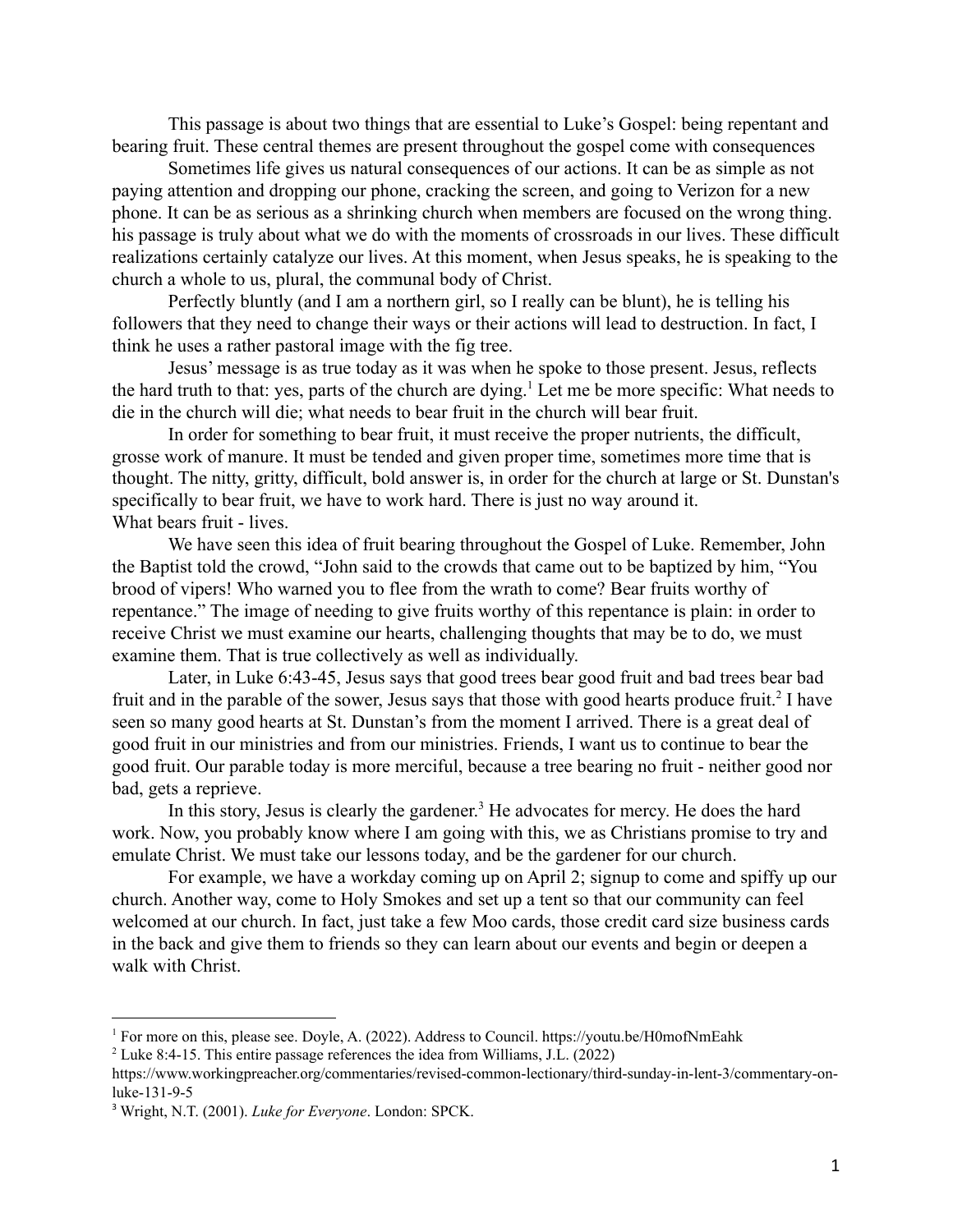This passage is about two things that are essential to Luke's Gospel: being repentant and bearing fruit. These central themes are present throughout the gospel come with consequences

Sometimes life gives us natural consequences of our actions. It can be as simple as not paying attention and dropping our phone, cracking the screen, and going to Verizon for a new phone. It can be as serious as a shrinking church when members are focused on the wrong thing. his passage is truly about what we do with the moments of crossroads in our lives. These difficult realizations certainly catalyze our lives. At this moment, when Jesus speaks, he is speaking to the church a whole to us, plural, the communal body of Christ.

Perfectly bluntly (and I am a northern girl, so I really can be blunt), he is telling his followers that they need to change their ways or their actions will lead to destruction. In fact, I think he uses a rather pastoral image with the fig tree.

Jesus' message is as true today as it was when he spoke to those present. Jesus, reflects the hard truth to that: yes, parts of the church are dying.[1] Let me be more specific: What needs to die in the church will die; what needs to bear fruit in the church will bear fruit.

In order for something to bear fruit, it must receive the proper nutrients, the difficult, grosse work of manure. It must be tended and given proper time, sometimes more time that is thought. The nitty, gritty, difficult, bold answer is, in order for the church at large or St. Dunstan's specifically to bear fruit, we have to work hard. There is just no way around it.
What bears fruit - lives.

We have seen this idea of fruit bearing throughout the Gospel of Luke. Remember, John the Baptist told the crowd, "John said to the crowds that came out to be baptized by him, "You brood of vipers! Who warned you to flee from the wrath to come? Bear fruits worthy of repentance." The image of needing to give fruits worthy of this repentance is plain: in order to receive Christ we must examine our hearts, challenging thoughts that may be to do, we must examine them. That is true collectively as well as individually.

Later, in Luke 6:43-45, Jesus says that good trees bear good fruit and bad trees bear bad fruit and in the parable of the sower, Jesus says that those with good hearts produce fruit.[2] I have seen so many good hearts at St. Dunstan's from the moment I arrived. There is a great deal of good fruit in our ministries and from our ministries. Friends, I want us to continue to bear the good fruit. Our parable today is more merciful, because a tree bearing no fruit - neither good nor bad, gets a reprieve.

In this story, Jesus is clearly the gardener.[3] He advocates for mercy. He does the hard work. Now, you probably know where I am going with this, we as Christians promise to try and emulate Christ. We must take our lessons today, and be the gardener for our church.

For example, we have a workday coming up on April 2; signup to come and spiffy up our church. Another way, come to Holy Smokes and set up a tent so that our community can feel welcomed at our church. In fact, just take a few Moo cards, those credit card size business cards in the back and give them to friends so they can learn about our events and begin or deepen a walk with Christ.

---

[1] For more on this, please see. Doyle, A. (2022). Address to Council. https://youtu.be/H0mofNmEahk

[2] Luke 8:4-15. This entire passage references the idea from Williams, J.L. (2022) https://www.workingpreacher.org/commentaries/revised-common-lectionary/third-sunday-in-lent-3/commentary-on-luke-131-9-5

[3] Wright, N.T. (2001). *Luke for Everyone*. London: SPCK.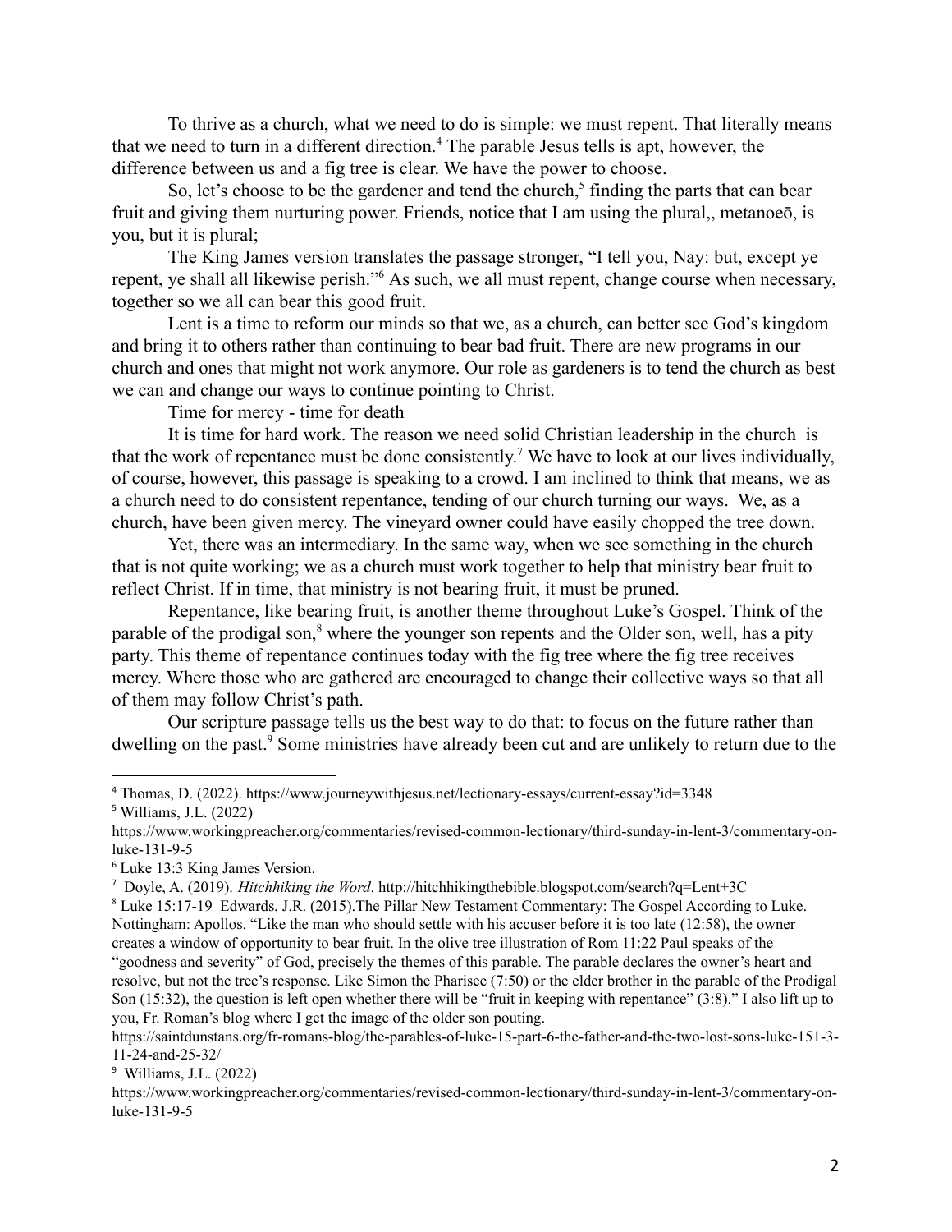To thrive as a church, what we need to do is simple: we must repent. That literally means that we need to turn in a different direction.[4] The parable Jesus tells is apt, however, the difference between us and a fig tree is clear. We have the power to choose.

So, let's choose to be the gardener and tend the church,[5] finding the parts that can bear fruit and giving them nurturing power. Friends, notice that I am using the plural,, metanoeō, is you, but it is plural;

The King James version translates the passage stronger, "I tell you, Nay: but, except ye repent, ye shall all likewise perish."[6] As such, we all must repent, change course when necessary, together so we all can bear this good fruit.

Lent is a time to reform our minds so that we, as a church, can better see God's kingdom and bring it to others rather than continuing to bear bad fruit. There are new programs in our church and ones that might not work anymore. Our role as gardeners is to tend the church as best we can and change our ways to continue pointing to Christ.

Time for mercy - time for death

It is time for hard work. The reason we need solid Christian leadership in the church is that the work of repentance must be done consistently.[7] We have to look at our lives individually, of course, however, this passage is speaking to a crowd. I am inclined to think that means, we as a church need to do consistent repentance, tending of our church turning our ways. We, as a church, have been given mercy. The vineyard owner could have easily chopped the tree down.

Yet, there was an intermediary. In the same way, when we see something in the church that is not quite working; we as a church must work together to help that ministry bear fruit to reflect Christ. If in time, that ministry is not bearing fruit, it must be pruned.

Repentance, like bearing fruit, is another theme throughout Luke's Gospel. Think of the parable of the prodigal son,[8] where the younger son repents and the Older son, well, has a pity party. This theme of repentance continues today with the fig tree where the fig tree receives mercy. Where those who are gathered are encouraged to change their collective ways so that all of them may follow Christ's path.

Our scripture passage tells us the best way to do that: to focus on the future rather than dwelling on the past.[9] Some ministries have already been cut and are unlikely to return due to the

---

[4] Thomas, D. (2022). https://www.journeywithjesus.net/lectionary-essays/current-essay?id=3348

[5] Williams, J.L. (2022) https://www.workingpreacher.org/commentaries/revised-common-lectionary/third-sunday-in-lent-3/commentary-on-luke-131-9-5

[6] Luke 13:3 King James Version.

[7] Doyle, A. (2019). *Hitchhiking the Word*. http://hitchhikingthebible.blogspot.com/search?q=Lent+3C

[8] Luke 15:17-19 Edwards, J.R. (2015).The Pillar New Testament Commentary: The Gospel According to Luke. Nottingham: Apollos. "Like the man who should settle with his accuser before it is too late (12:58), the owner creates a window of opportunity to bear fruit. In the olive tree illustration of Rom 11:22 Paul speaks of the "goodness and severity" of God, precisely the themes of this parable. The parable declares the owner's heart and resolve, but not the tree's response. Like Simon the Pharisee (7:50) or the elder brother in the parable of the Prodigal Son (15:32), the question is left open whether there will be "fruit in keeping with repentance" (3:8)." I also lift up to you, Fr. Roman's blog where I get the image of the older son pouting. https://saintdunstans.org/fr-romans-blog/the-parables-of-luke-15-part-6-the-father-and-the-two-lost-sons-luke-151-3-11-24-and-25-32/

[9] Williams, J.L. (2022) https://www.workingpreacher.org/commentaries/revised-common-lectionary/third-sunday-in-lent-3/commentary-on-luke-131-9-5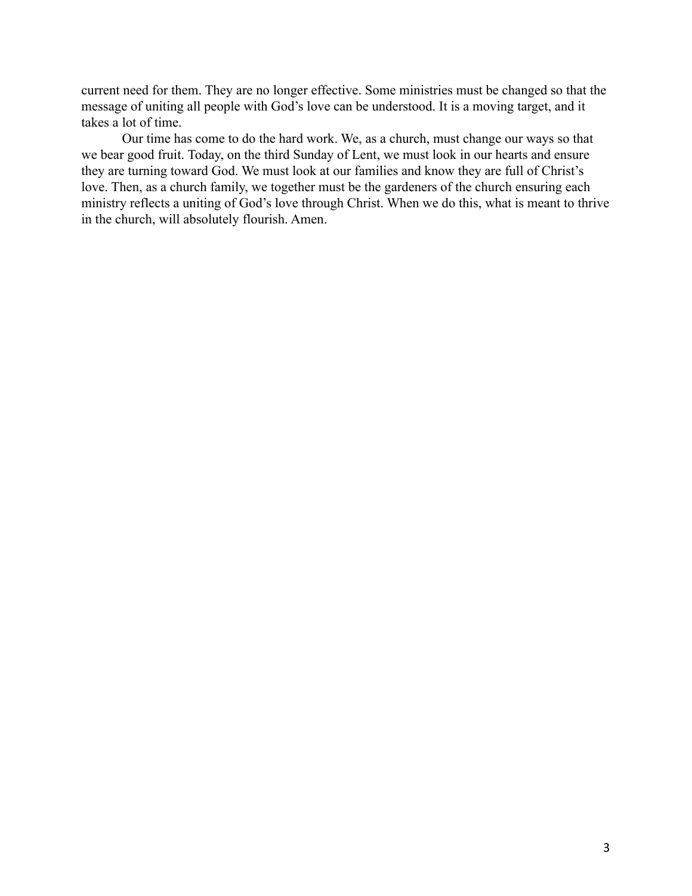current need for them. They are no longer effective. Some ministries must be changed so that the message of uniting all people with God's love can be understood. It is a moving target, and it takes a lot of time.

Our time has come to do the hard work. We, as a church, must change our ways so that we bear good fruit. Today, on the third Sunday of Lent, we must look in our hearts and ensure they are turning toward God. We must look at our families and know they are full of Christ's love. Then, as a church family, we together must be the gardeners of the church ensuring each ministry reflects a uniting of God's love through Christ. When we do this, what is meant to thrive in the church, will absolutely flourish. Amen.